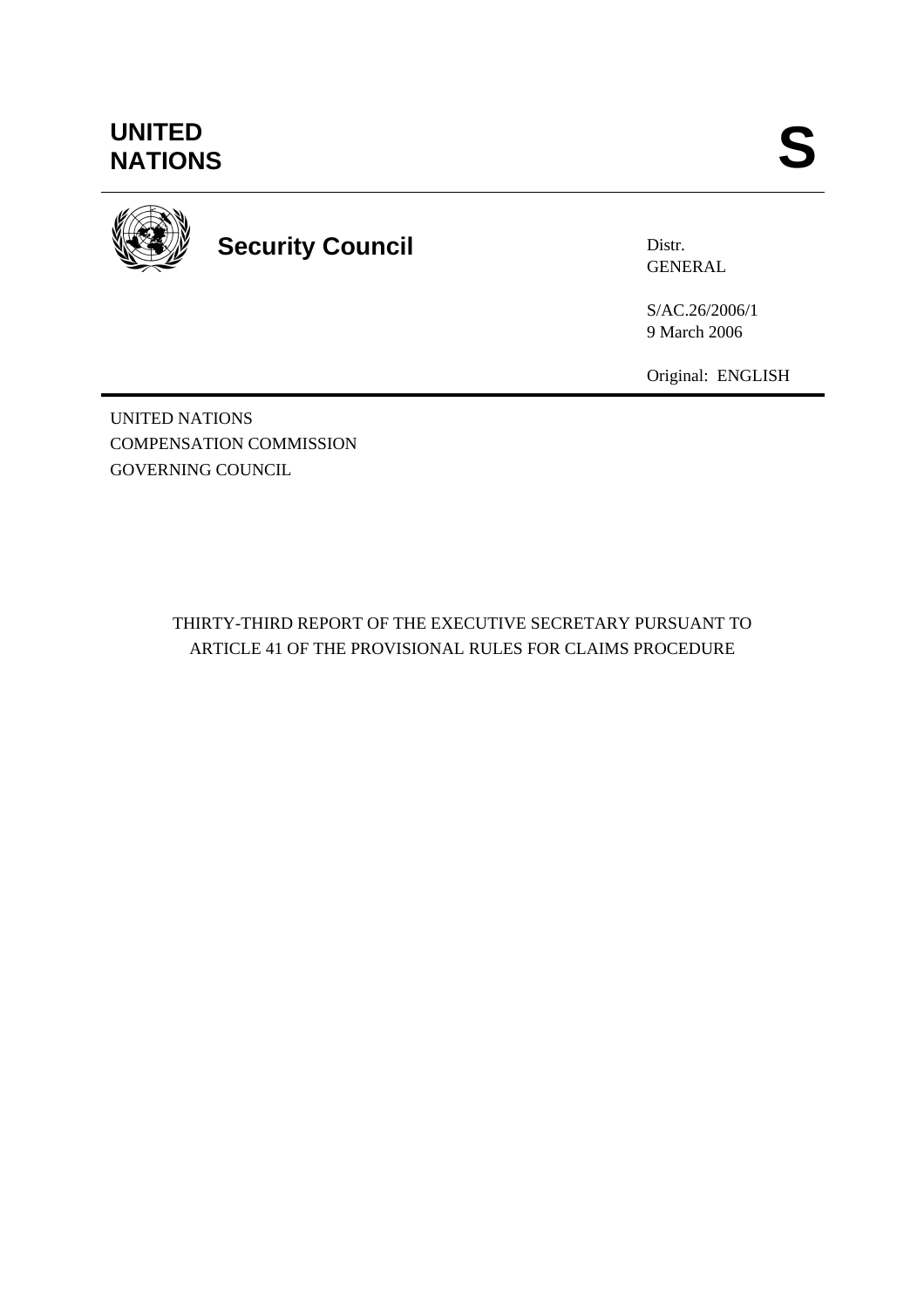UNITED NATIONS

S

Security Council

Distr.
GENERAL

S/AC.26/2006/1
9 March 2006

Original: ENGLISH

UNITED NATIONS
COMPENSATION COMMISSION
GOVERNING COUNCIL

THIRTY-THIRD REPORT OF THE EXECUTIVE SECRETARY PURSUANT TO ARTICLE 41 OF THE PROVISIONAL RULES FOR CLAIMS PROCEDURE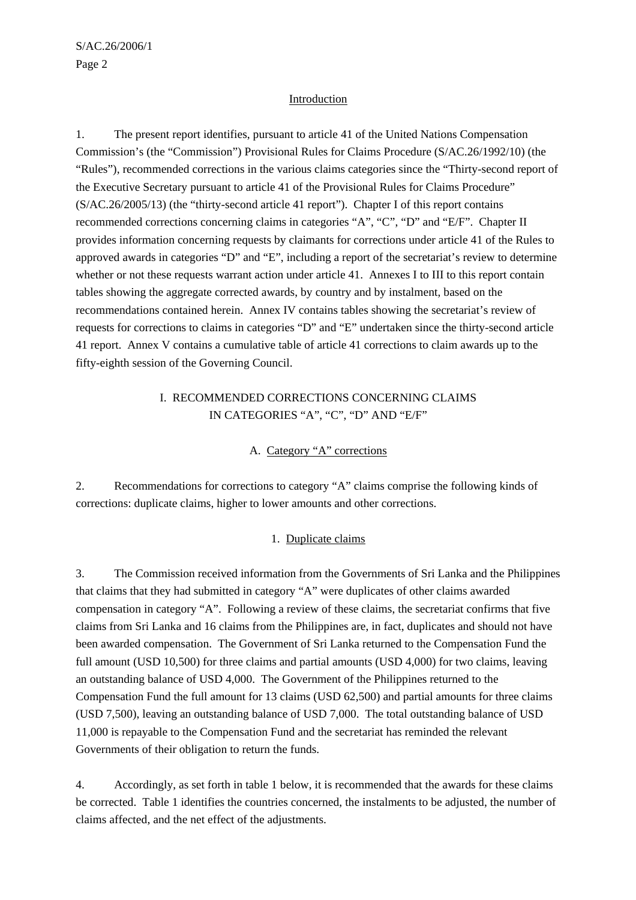## Introduction

1. The present report identifies, pursuant to article 41 of the United Nations Compensation Commission's (the "Commission") Provisional Rules for Claims Procedure (S/AC.26/1992/10) (the "Rules"), recommended corrections in the various claims categories since the "Thirty-second report of the Executive Secretary pursuant to article 41 of the Provisional Rules for Claims Procedure" (S/AC.26/2005/13) (the "thirty-second article 41 report"). Chapter I of this report contains recommended corrections concerning claims in categories "A", "C", "D" and "E/F". Chapter II provides information concerning requests by claimants for corrections under article 41 of the Rules to approved awards in categories "D" and "E", including a report of the secretariat's review to determine whether or not these requests warrant action under article 41. Annexes I to III to this report contain tables showing the aggregate corrected awards, by country and by instalment, based on the recommendations contained herein. Annex IV contains tables showing the secretariat's review of requests for corrections to claims in categories "D" and "E" undertaken since the thirty-second article 41 report. Annex V contains a cumulative table of article 41 corrections to claim awards up to the fifty-eighth session of the Governing Council.

## I. RECOMMENDED CORRECTIONS CONCERNING CLAIMS IN CATEGORIES "A", "C", "D" AND "E/F"

### A. Category "A" corrections

2. Recommendations for corrections to category "A" claims comprise the following kinds of corrections: duplicate claims, higher to lower amounts and other corrections.

#### 1. Duplicate claims

3. The Commission received information from the Governments of Sri Lanka and the Philippines that claims that they had submitted in category "A" were duplicates of other claims awarded compensation in category "A". Following a review of these claims, the secretariat confirms that five claims from Sri Lanka and 16 claims from the Philippines are, in fact, duplicates and should not have been awarded compensation. The Government of Sri Lanka returned to the Compensation Fund the full amount (USD 10,500) for three claims and partial amounts (USD 4,000) for two claims, leaving an outstanding balance of USD 4,000. The Government of the Philippines returned to the Compensation Fund the full amount for 13 claims (USD 62,500) and partial amounts for three claims (USD 7,500), leaving an outstanding balance of USD 7,000. The total outstanding balance of USD 11,000 is repayable to the Compensation Fund and the secretariat has reminded the relevant Governments of their obligation to return the funds.

4. Accordingly, as set forth in table 1 below, it is recommended that the awards for these claims be corrected. Table 1 identifies the countries concerned, the instalments to be adjusted, the number of claims affected, and the net effect of the adjustments.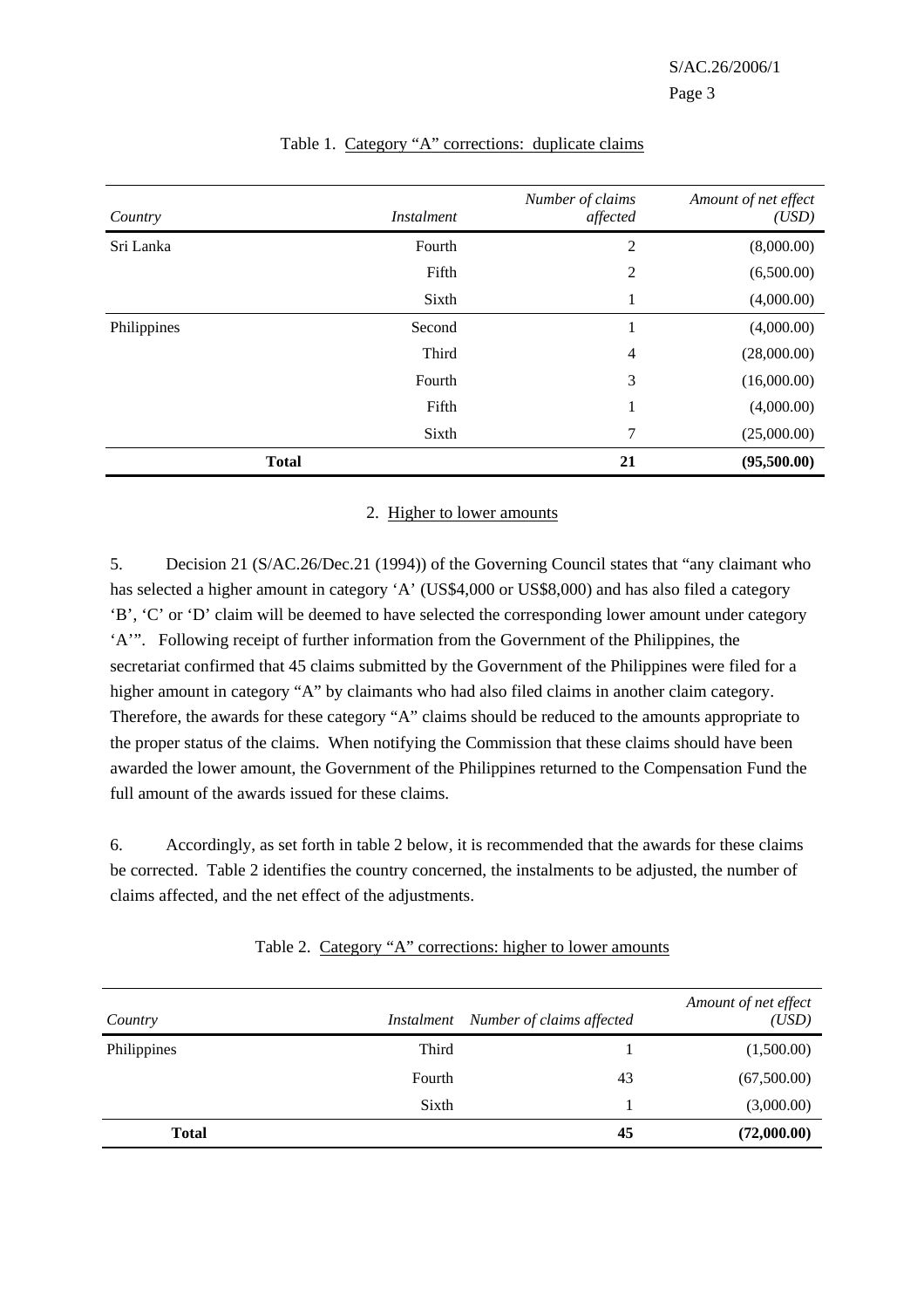Table 1. Category "A" corrections: duplicate claims

| *Country* | *Instalment* | *Number of claims affected* | *Amount of net effect (USD)* |
|---|---|---|---|
| Sri Lanka | Fourth | 2 | (8,000.00) |
| | Fifth | 2 | (6,500.00) |
| | Sixth | 1 | (4,000.00) |
| Philippines | Second | 1 | (4,000.00) |
| | Third | 4 | (28,000.00) |
| | Fourth | 3 | (16,000.00) |
| | Fifth | 1 | (4,000.00) |
| | Sixth | 7 | (25,000.00) |
| **Total** | | **21** | **(95,500.00)** |

### 2. Higher to lower amounts

5. Decision 21 (S/AC.26/Dec.21 (1994)) of the Governing Council states that "any claimant who has selected a higher amount in category 'A' (US$4,000 or US$8,000) and has also filed a category 'B', 'C' or 'D' claim will be deemed to have selected the corresponding lower amount under category 'A'". Following receipt of further information from the Government of the Philippines, the secretariat confirmed that 45 claims submitted by the Government of the Philippines were filed for a higher amount in category "A" by claimants who had also filed claims in another claim category. Therefore, the awards for these category "A" claims should be reduced to the amounts appropriate to the proper status of the claims. When notifying the Commission that these claims should have been awarded the lower amount, the Government of the Philippines returned to the Compensation Fund the full amount of the awards issued for these claims.

6. Accordingly, as set forth in table 2 below, it is recommended that the awards for these claims be corrected. Table 2 identifies the country concerned, the instalments to be adjusted, the number of claims affected, and the net effect of the adjustments.

Table 2. Category "A" corrections: higher to lower amounts

| *Country* | *Instalment* | *Number of claims affected* | *Amount of net effect (USD)* |
|---|---|---|---|
| Philippines | Third | 1 | (1,500.00) |
| | Fourth | 43 | (67,500.00) |
| | Sixth | 1 | (3,000.00) |
| **Total** | | **45** | **(72,000.00)** |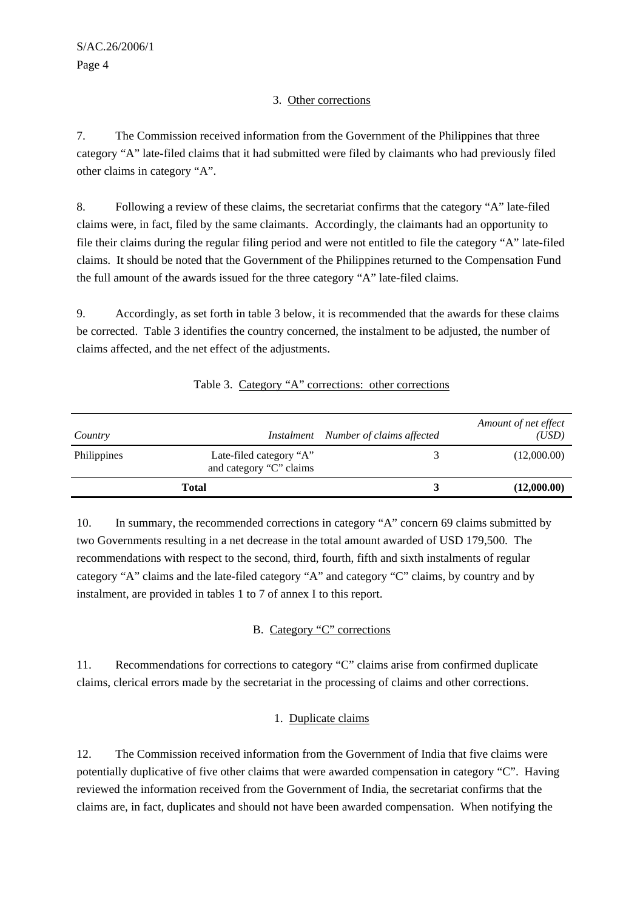### 3. Other corrections

7. The Commission received information from the Government of the Philippines that three category "A" late-filed claims that it had submitted were filed by claimants who had previously filed other claims in category "A".

8. Following a review of these claims, the secretariat confirms that the category "A" late-filed claims were, in fact, filed by the same claimants. Accordingly, the claimants had an opportunity to file their claims during the regular filing period and were not entitled to file the category "A" late-filed claims. It should be noted that the Government of the Philippines returned to the Compensation Fund the full amount of the awards issued for the three category "A" late-filed claims.

9. Accordingly, as set forth in table 3 below, it is recommended that the awards for these claims be corrected. Table 3 identifies the country concerned, the instalment to be adjusted, the number of claims affected, and the net effect of the adjustments.

Table 3. Category "A" corrections: other corrections

| *Country* | *Instalment* | *Number of claims affected* | *Amount of net effect (USD)* |
|---|---|---|---|
| Philippines | Late-filed category "A" and category "C" claims | 3 | (12,000.00) |
| **Total** | | **3** | **(12,000.00)** |

10. In summary, the recommended corrections in category "A" concern 69 claims submitted by two Governments resulting in a net decrease in the total amount awarded of USD 179,500. The recommendations with respect to the second, third, fourth, fifth and sixth instalments of regular category "A" claims and the late-filed category "A" and category "C" claims, by country and by instalment, are provided in tables 1 to 7 of annex I to this report.

## B. Category "C" corrections

11. Recommendations for corrections to category "C" claims arise from confirmed duplicate claims, clerical errors made by the secretariat in the processing of claims and other corrections.

### 1. Duplicate claims

12. The Commission received information from the Government of India that five claims were potentially duplicative of five other claims that were awarded compensation in category "C". Having reviewed the information received from the Government of India, the secretariat confirms that the claims are, in fact, duplicates and should not have been awarded compensation. When notifying the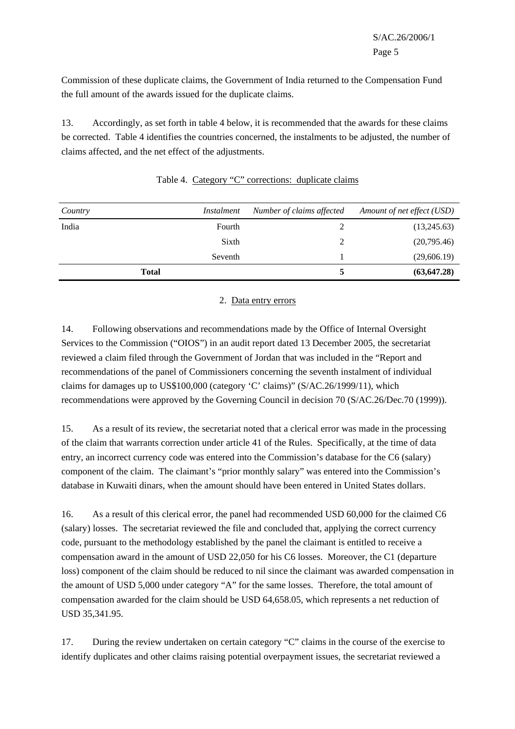Commission of these duplicate claims, the Government of India returned to the Compensation Fund the full amount of the awards issued for the duplicate claims.

13. Accordingly, as set forth in table 4 below, it is recommended that the awards for these claims be corrected. Table 4 identifies the countries concerned, the instalments to be adjusted, the number of claims affected, and the net effect of the adjustments.

Table 4. Category "C" corrections: duplicate claims

| *Country* | *Instalment* | *Number of claims affected* | *Amount of net effect (USD)* |
|---|---|---|---|
| India | Fourth | 2 | (13,245.63) |
| | Sixth | 2 | (20,795.46) |
| | Seventh | 1 | (29,606.19) |
| **Total** | | **5** | **(63,647.28)** |

2. Data entry errors

14. Following observations and recommendations made by the Office of Internal Oversight Services to the Commission ("OIOS") in an audit report dated 13 December 2005, the secretariat reviewed a claim filed through the Government of Jordan that was included in the "Report and recommendations of the panel of Commissioners concerning the seventh instalment of individual claims for damages up to US$100,000 (category 'C' claims)" (S/AC.26/1999/11), which recommendations were approved by the Governing Council in decision 70 (S/AC.26/Dec.70 (1999)).

15. As a result of its review, the secretariat noted that a clerical error was made in the processing of the claim that warrants correction under article 41 of the Rules. Specifically, at the time of data entry, an incorrect currency code was entered into the Commission's database for the C6 (salary) component of the claim. The claimant's "prior monthly salary" was entered into the Commission's database in Kuwaiti dinars, when the amount should have been entered in United States dollars.

16. As a result of this clerical error, the panel had recommended USD 60,000 for the claimed C6 (salary) losses. The secretariat reviewed the file and concluded that, applying the correct currency code, pursuant to the methodology established by the panel the claimant is entitled to receive a compensation award in the amount of USD 22,050 for his C6 losses. Moreover, the C1 (departure loss) component of the claim should be reduced to nil since the claimant was awarded compensation in the amount of USD 5,000 under category "A" for the same losses. Therefore, the total amount of compensation awarded for the claim should be USD 64,658.05, which represents a net reduction of USD 35,341.95.

17. During the review undertaken on certain category "C" claims in the course of the exercise to identify duplicates and other claims raising potential overpayment issues, the secretariat reviewed a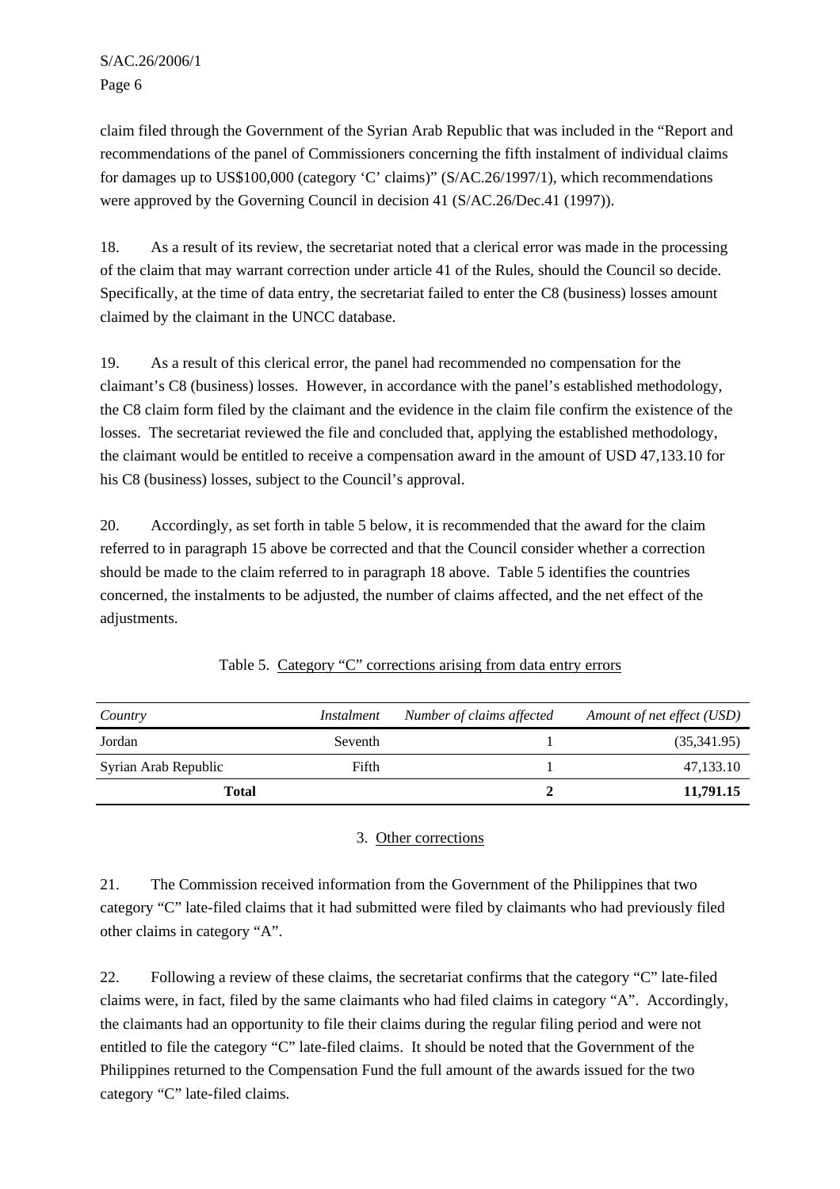claim filed through the Government of the Syrian Arab Republic that was included in the "Report and recommendations of the panel of Commissioners concerning the fifth instalment of individual claims for damages up to US$100,000 (category 'C' claims)" (S/AC.26/1997/1), which recommendations were approved by the Governing Council in decision 41 (S/AC.26/Dec.41 (1997)).

18. As a result of its review, the secretariat noted that a clerical error was made in the processing of the claim that may warrant correction under article 41 of the Rules, should the Council so decide. Specifically, at the time of data entry, the secretariat failed to enter the C8 (business) losses amount claimed by the claimant in the UNCC database.

19. As a result of this clerical error, the panel had recommended no compensation for the claimant's C8 (business) losses. However, in accordance with the panel's established methodology, the C8 claim form filed by the claimant and the evidence in the claim file confirm the existence of the losses. The secretariat reviewed the file and concluded that, applying the established methodology, the claimant would be entitled to receive a compensation award in the amount of USD 47,133.10 for his C8 (business) losses, subject to the Council's approval.

20. Accordingly, as set forth in table 5 below, it is recommended that the award for the claim referred to in paragraph 15 above be corrected and that the Council consider whether a correction should be made to the claim referred to in paragraph 18 above. Table 5 identifies the countries concerned, the instalments to be adjusted, the number of claims affected, and the net effect of the adjustments.

Table 5. Category "C" corrections arising from data entry errors

| *Country* | *Instalment* | *Number of claims affected* | *Amount of net effect (USD)* |
|---|---|---|---|
| Jordan | Seventh | 1 | (35,341.95) |
| Syrian Arab Republic | Fifth | 1 | 47,133.10 |
| **Total** | | **2** | **11,791.15** |

### 3. Other corrections

21. The Commission received information from the Government of the Philippines that two category "C" late-filed claims that it had submitted were filed by claimants who had previously filed other claims in category "A".

22. Following a review of these claims, the secretariat confirms that the category "C" late-filed claims were, in fact, filed by the same claimants who had filed claims in category "A". Accordingly, the claimants had an opportunity to file their claims during the regular filing period and were not entitled to file the category "C" late-filed claims. It should be noted that the Government of the Philippines returned to the Compensation Fund the full amount of the awards issued for the two category "C" late-filed claims.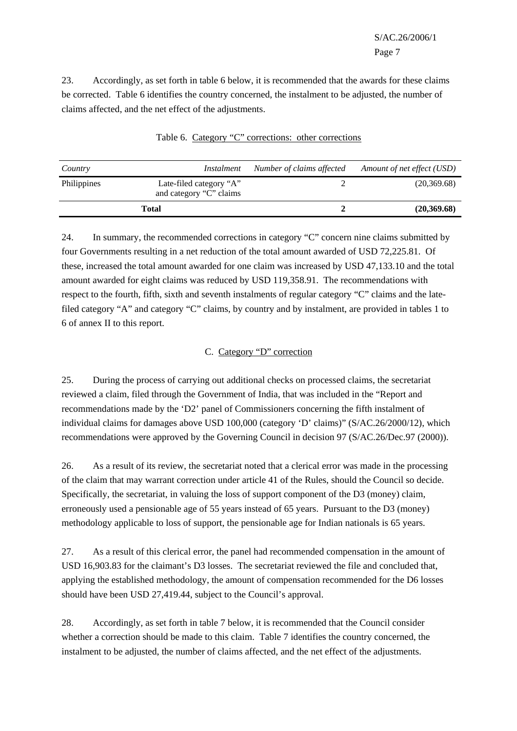23. Accordingly, as set forth in table 6 below, it is recommended that the awards for these claims be corrected. Table 6 identifies the country concerned, the instalment to be adjusted, the number of claims affected, and the net effect of the adjustments.

Table 6. Category "C" corrections: other corrections

| *Country* | *Instalment* | *Number of claims affected* | *Amount of net effect (USD)* |
|---|---|---|---|
| Philippines | Late-filed category "A" and category "C" claims | 2 | (20,369.68) |
| **Total** | | **2** | **(20,369.68)** |

24. In summary, the recommended corrections in category "C" concern nine claims submitted by four Governments resulting in a net reduction of the total amount awarded of USD 72,225.81. Of these, increased the total amount awarded for one claim was increased by USD 47,133.10 and the total amount awarded for eight claims was reduced by USD 119,358.91. The recommendations with respect to the fourth, fifth, sixth and seventh instalments of regular category "C" claims and the late-filed category "A" and category "C" claims, by country and by instalment, are provided in tables 1 to 6 of annex II to this report.

## C. Category "D" correction

25. During the process of carrying out additional checks on processed claims, the secretariat reviewed a claim, filed through the Government of India, that was included in the "Report and recommendations made by the 'D2' panel of Commissioners concerning the fifth instalment of individual claims for damages above USD 100,000 (category 'D' claims)" (S/AC.26/2000/12), which recommendations were approved by the Governing Council in decision 97 (S/AC.26/Dec.97 (2000)).

26. As a result of its review, the secretariat noted that a clerical error was made in the processing of the claim that may warrant correction under article 41 of the Rules, should the Council so decide. Specifically, the secretariat, in valuing the loss of support component of the D3 (money) claim, erroneously used a pensionable age of 55 years instead of 65 years. Pursuant to the D3 (money) methodology applicable to loss of support, the pensionable age for Indian nationals is 65 years.

27. As a result of this clerical error, the panel had recommended compensation in the amount of USD 16,903.83 for the claimant's D3 losses. The secretariat reviewed the file and concluded that, applying the established methodology, the amount of compensation recommended for the D6 losses should have been USD 27,419.44, subject to the Council's approval.

28. Accordingly, as set forth in table 7 below, it is recommended that the Council consider whether a correction should be made to this claim. Table 7 identifies the country concerned, the instalment to be adjusted, the number of claims affected, and the net effect of the adjustments.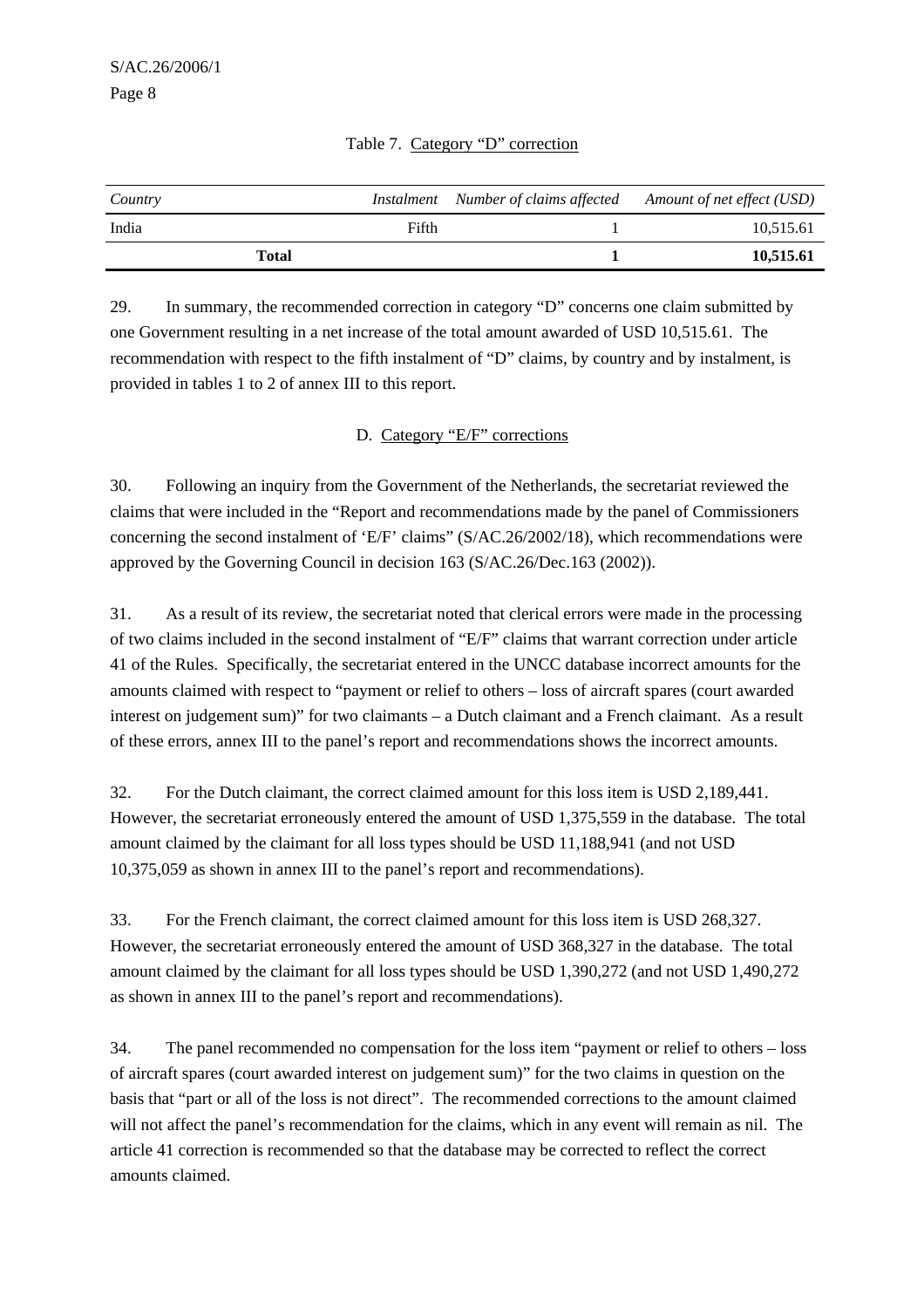Table 7. Category "D" correction

| *Country* | *Instalment* | *Number of claims affected* | *Amount of net effect (USD)* |
|---|---|---|---|
| India | Fifth | 1 | 10,515.61 |
| **Total** | | **1** | **10,515.61** |

29. In summary, the recommended correction in category "D" concerns one claim submitted by one Government resulting in a net increase of the total amount awarded of USD 10,515.61. The recommendation with respect to the fifth instalment of "D" claims, by country and by instalment, is provided in tables 1 to 2 of annex III to this report.

### D. Category "E/F" corrections

30. Following an inquiry from the Government of the Netherlands, the secretariat reviewed the claims that were included in the "Report and recommendations made by the panel of Commissioners concerning the second instalment of 'E/F' claims" (S/AC.26/2002/18), which recommendations were approved by the Governing Council in decision 163 (S/AC.26/Dec.163 (2002)).

31. As a result of its review, the secretariat noted that clerical errors were made in the processing of two claims included in the second instalment of "E/F" claims that warrant correction under article 41 of the Rules. Specifically, the secretariat entered in the UNCC database incorrect amounts for the amounts claimed with respect to "payment or relief to others – loss of aircraft spares (court awarded interest on judgement sum)" for two claimants – a Dutch claimant and a French claimant. As a result of these errors, annex III to the panel's report and recommendations shows the incorrect amounts.

32. For the Dutch claimant, the correct claimed amount for this loss item is USD 2,189,441. However, the secretariat erroneously entered the amount of USD 1,375,559 in the database. The total amount claimed by the claimant for all loss types should be USD 11,188,941 (and not USD 10,375,059 as shown in annex III to the panel's report and recommendations).

33. For the French claimant, the correct claimed amount for this loss item is USD 268,327. However, the secretariat erroneously entered the amount of USD 368,327 in the database. The total amount claimed by the claimant for all loss types should be USD 1,390,272 (and not USD 1,490,272 as shown in annex III to the panel's report and recommendations).

34. The panel recommended no compensation for the loss item "payment or relief to others – loss of aircraft spares (court awarded interest on judgement sum)" for the two claims in question on the basis that "part or all of the loss is not direct". The recommended corrections to the amount claimed will not affect the panel's recommendation for the claims, which in any event will remain as nil. The article 41 correction is recommended so that the database may be corrected to reflect the correct amounts claimed.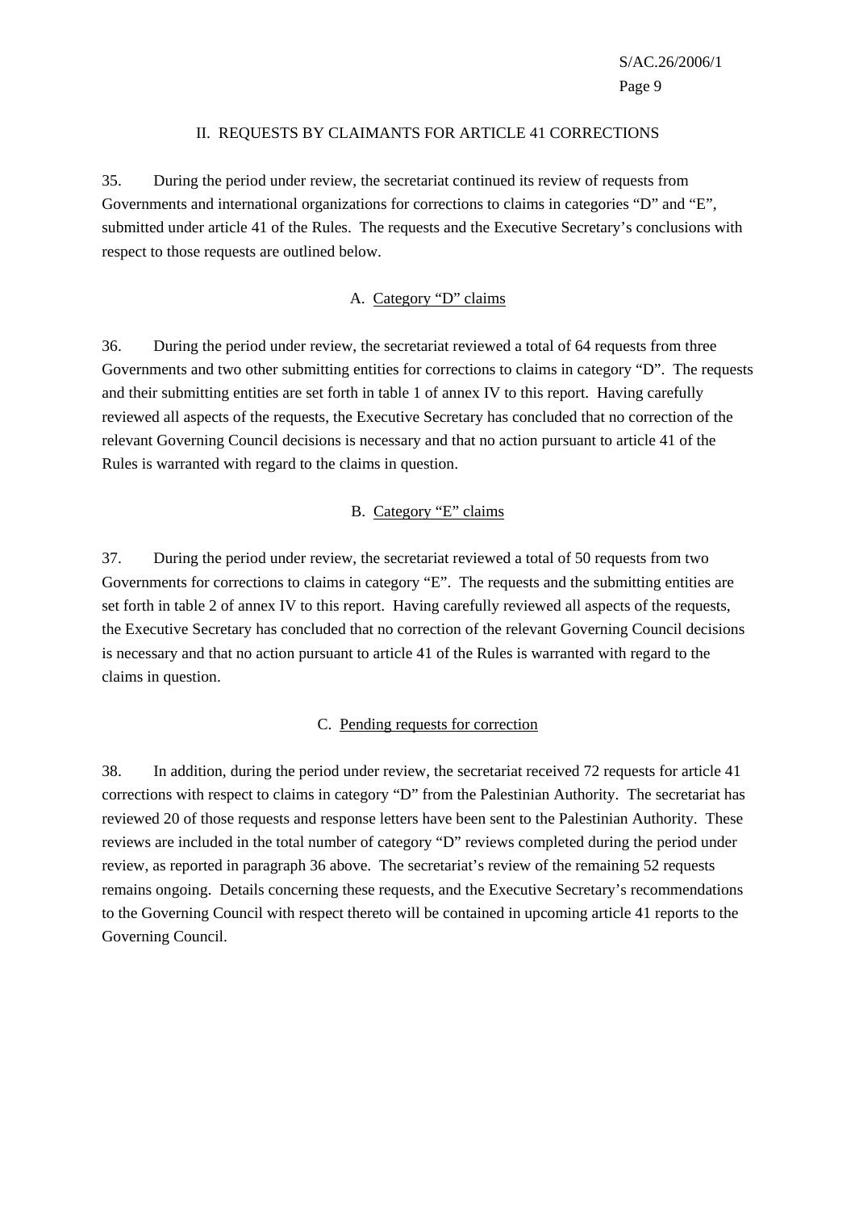## II. REQUESTS BY CLAIMANTS FOR ARTICLE 41 CORRECTIONS

35. During the period under review, the secretariat continued its review of requests from Governments and international organizations for corrections to claims in categories "D" and "E", submitted under article 41 of the Rules. The requests and the Executive Secretary's conclusions with respect to those requests are outlined below.

### A. Category "D" claims

36. During the period under review, the secretariat reviewed a total of 64 requests from three Governments and two other submitting entities for corrections to claims in category "D". The requests and their submitting entities are set forth in table 1 of annex IV to this report. Having carefully reviewed all aspects of the requests, the Executive Secretary has concluded that no correction of the relevant Governing Council decisions is necessary and that no action pursuant to article 41 of the Rules is warranted with regard to the claims in question.

### B. Category "E" claims

37. During the period under review, the secretariat reviewed a total of 50 requests from two Governments for corrections to claims in category "E". The requests and the submitting entities are set forth in table 2 of annex IV to this report. Having carefully reviewed all aspects of the requests, the Executive Secretary has concluded that no correction of the relevant Governing Council decisions is necessary and that no action pursuant to article 41 of the Rules is warranted with regard to the claims in question.

### C. Pending requests for correction

38. In addition, during the period under review, the secretariat received 72 requests for article 41 corrections with respect to claims in category "D" from the Palestinian Authority. The secretariat has reviewed 20 of those requests and response letters have been sent to the Palestinian Authority. These reviews are included in the total number of category "D" reviews completed during the period under review, as reported in paragraph 36 above. The secretariat's review of the remaining 52 requests remains ongoing. Details concerning these requests, and the Executive Secretary's recommendations to the Governing Council with respect thereto will be contained in upcoming article 41 reports to the Governing Council.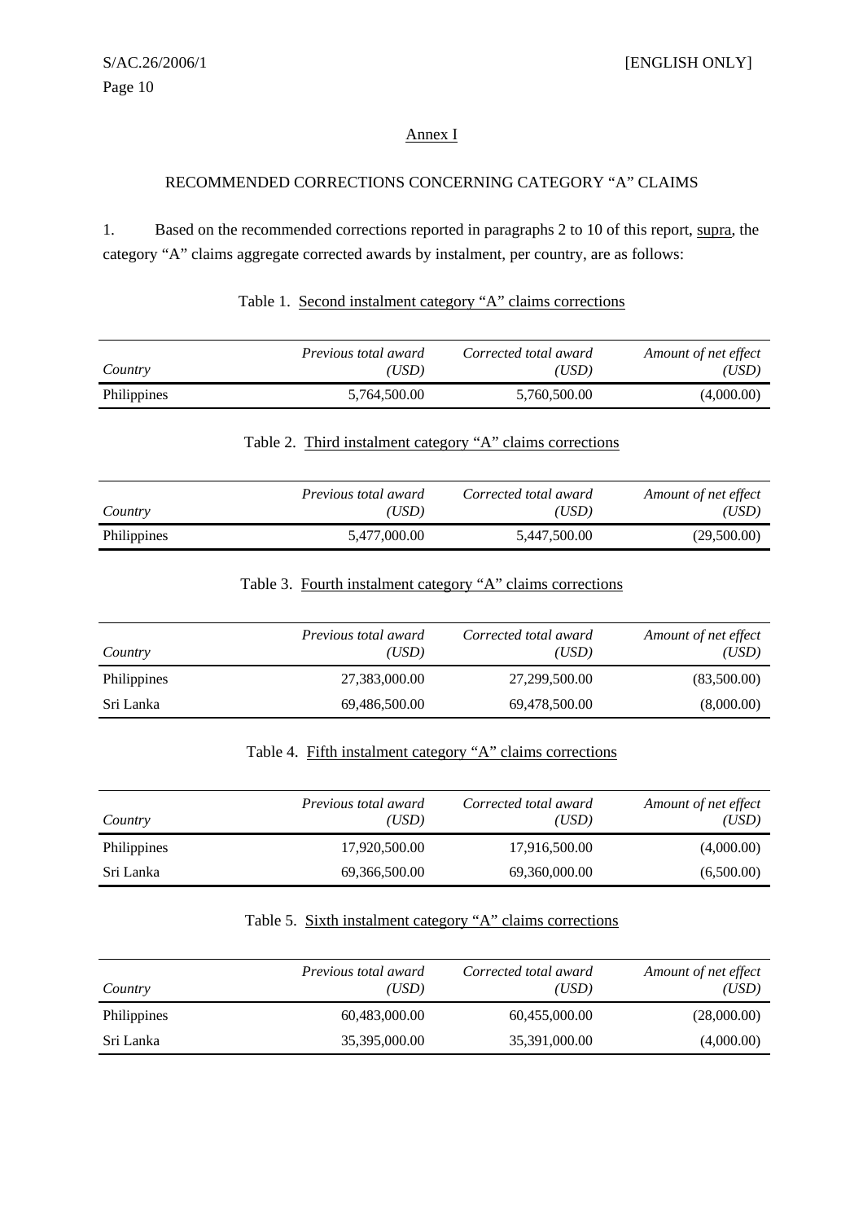## Annex I

### RECOMMENDED CORRECTIONS CONCERNING CATEGORY "A" CLAIMS

1. Based on the recommended corrections reported in paragraphs 2 to 10 of this report, supra, the category "A" claims aggregate corrected awards by instalment, per country, are as follows:

Table 1. Second instalment category "A" claims corrections

| *Country* | *Previous total award (USD)* | *Corrected total award (USD)* | *Amount of net effect (USD)* |
|---|---|---|---|
| Philippines | 5,764,500.00 | 5,760,500.00 | (4,000.00) |

Table 2. Third instalment category "A" claims corrections

| *Country* | *Previous total award (USD)* | *Corrected total award (USD)* | *Amount of net effect (USD)* |
|---|---|---|---|
| Philippines | 5,477,000.00 | 5,447,500.00 | (29,500.00) |

Table 3. Fourth instalment category "A" claims corrections

| *Country* | *Previous total award (USD)* | *Corrected total award (USD)* | *Amount of net effect (USD)* |
|---|---|---|---|
| Philippines | 27,383,000.00 | 27,299,500.00 | (83,500.00) |
| Sri Lanka | 69,486,500.00 | 69,478,500.00 | (8,000.00) |

Table 4. Fifth instalment category "A" claims corrections

| *Country* | *Previous total award (USD)* | *Corrected total award (USD)* | *Amount of net effect (USD)* |
|---|---|---|---|
| Philippines | 17,920,500.00 | 17,916,500.00 | (4,000.00) |
| Sri Lanka | 69,366,500.00 | 69,360,000.00 | (6,500.00) |

Table 5. Sixth instalment category "A" claims corrections

| *Country* | *Previous total award (USD)* | *Corrected total award (USD)* | *Amount of net effect (USD)* |
|---|---|---|---|
| Philippines | 60,483,000.00 | 60,455,000.00 | (28,000.00) |
| Sri Lanka | 35,395,000.00 | 35,391,000.00 | (4,000.00) |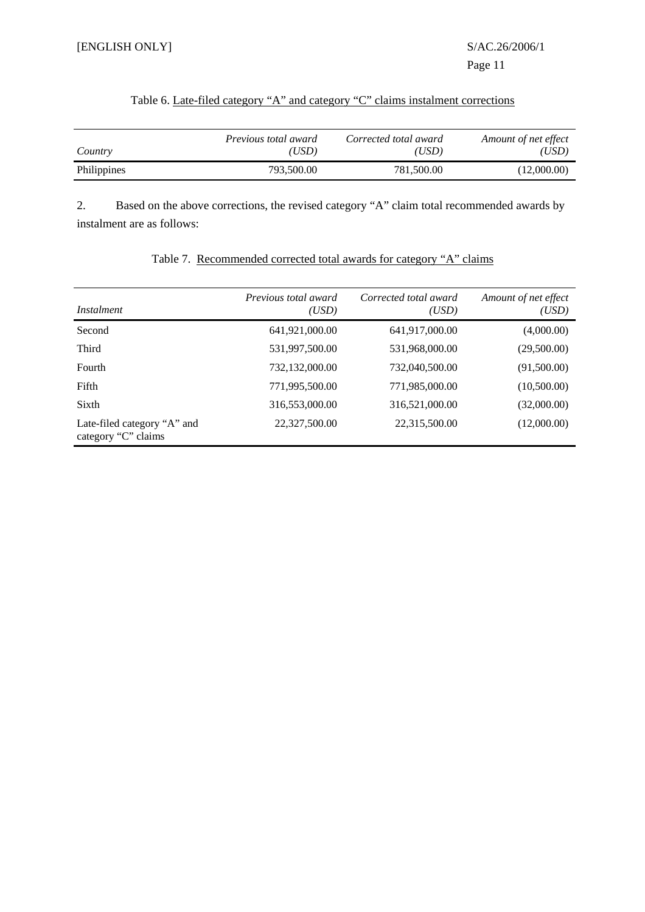Table 6. Late-filed category “A” and category “C” claims instalment corrections

| *Country* | *Previous total award (USD)* | *Corrected total award (USD)* | *Amount of net effect (USD)* |
|---|---:|---:|---:|
| Philippines | 793,500.00 | 781,500.00 | (12,000.00) |

2. Based on the above corrections, the revised category “A” claim total recommended awards by instalment are as follows:

Table 7. Recommended corrected total awards for category “A” claims

| *Instalment* | *Previous total award (USD)* | *Corrected total award (USD)* | *Amount of net effect (USD)* |
|---|---:|---:|---:|
| Second | 641,921,000.00 | 641,917,000.00 | (4,000.00) |
| Third | 531,997,500.00 | 531,968,000.00 | (29,500.00) |
| Fourth | 732,132,000.00 | 732,040,500.00 | (91,500.00) |
| Fifth | 771,995,500.00 | 771,985,000.00 | (10,500.00) |
| Sixth | 316,553,000.00 | 316,521,000.00 | (32,000.00) |
| Late-filed category “A” and category “C” claims | 22,327,500.00 | 22,315,500.00 | (12,000.00) |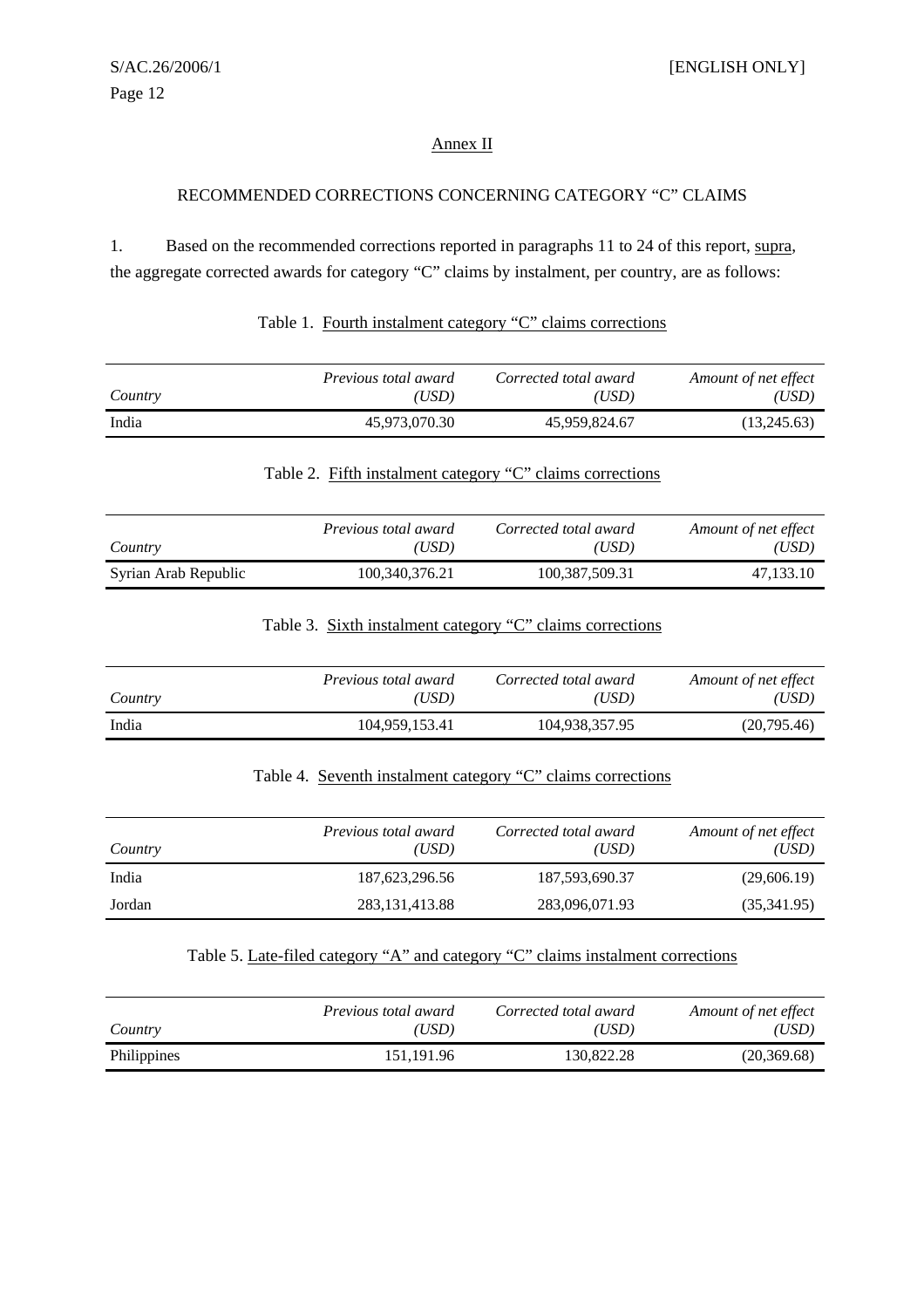## Annex II

### RECOMMENDED CORRECTIONS CONCERNING CATEGORY "C" CLAIMS

1. Based on the recommended corrections reported in paragraphs 11 to 24 of this report, supra, the aggregate corrected awards for category "C" claims by instalment, per country, are as follows:

Table 1. Fourth instalment category "C" claims corrections

| *Country* | *Previous total award (USD)* | *Corrected total award (USD)* | *Amount of net effect (USD)* |
|---|---:|---:|---:|
| India | 45,973,070.30 | 45,959,824.67 | (13,245.63) |

Table 2. Fifth instalment category "C" claims corrections

| *Country* | *Previous total award (USD)* | *Corrected total award (USD)* | *Amount of net effect (USD)* |
|---|---:|---:|---:|
| Syrian Arab Republic | 100,340,376.21 | 100,387,509.31 | 47,133.10 |

Table 3. Sixth instalment category "C" claims corrections

| *Country* | *Previous total award (USD)* | *Corrected total award (USD)* | *Amount of net effect (USD)* |
|---|---:|---:|---:|
| India | 104,959,153.41 | 104,938,357.95 | (20,795.46) |

Table 4. Seventh instalment category "C" claims corrections

| *Country* | *Previous total award (USD)* | *Corrected total award (USD)* | *Amount of net effect (USD)* |
|---|---:|---:|---:|
| India | 187,623,296.56 | 187,593,690.37 | (29,606.19) |
| Jordan | 283,131,413.88 | 283,096,071.93 | (35,341.95) |

Table 5. Late-filed category "A" and category "C" claims instalment corrections

| *Country* | *Previous total award (USD)* | *Corrected total award (USD)* | *Amount of net effect (USD)* |
|---|---:|---:|---:|
| Philippines | 151,191.96 | 130,822.28 | (20,369.68) |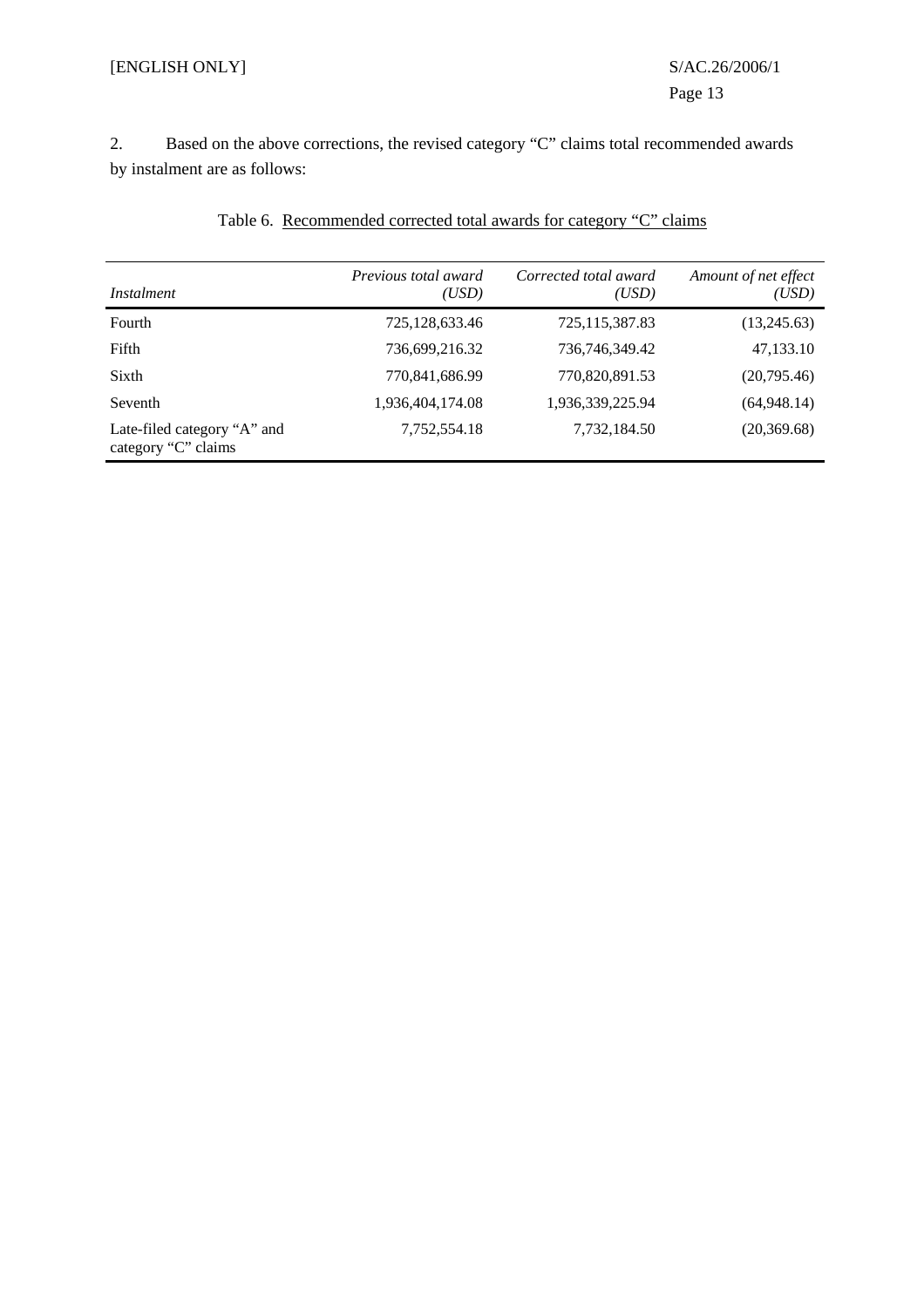2. Based on the above corrections, the revised category "C" claims total recommended awards by instalment are as follows:

Table 6. Recommended corrected total awards for category "C" claims

| *Instalment* | *Previous total award (USD)* | *Corrected total award (USD)* | *Amount of net effect (USD)* |
|---|---|---|---|
| Fourth | 725,128,633.46 | 725,115,387.83 | (13,245.63) |
| Fifth | 736,699,216.32 | 736,746,349.42 | 47,133.10 |
| Sixth | 770,841,686.99 | 770,820,891.53 | (20,795.46) |
| Seventh | 1,936,404,174.08 | 1,936,339,225.94 | (64,948.14) |
| Late-filed category "A" and category "C" claims | 7,752,554.18 | 7,732,184.50 | (20,369.68) |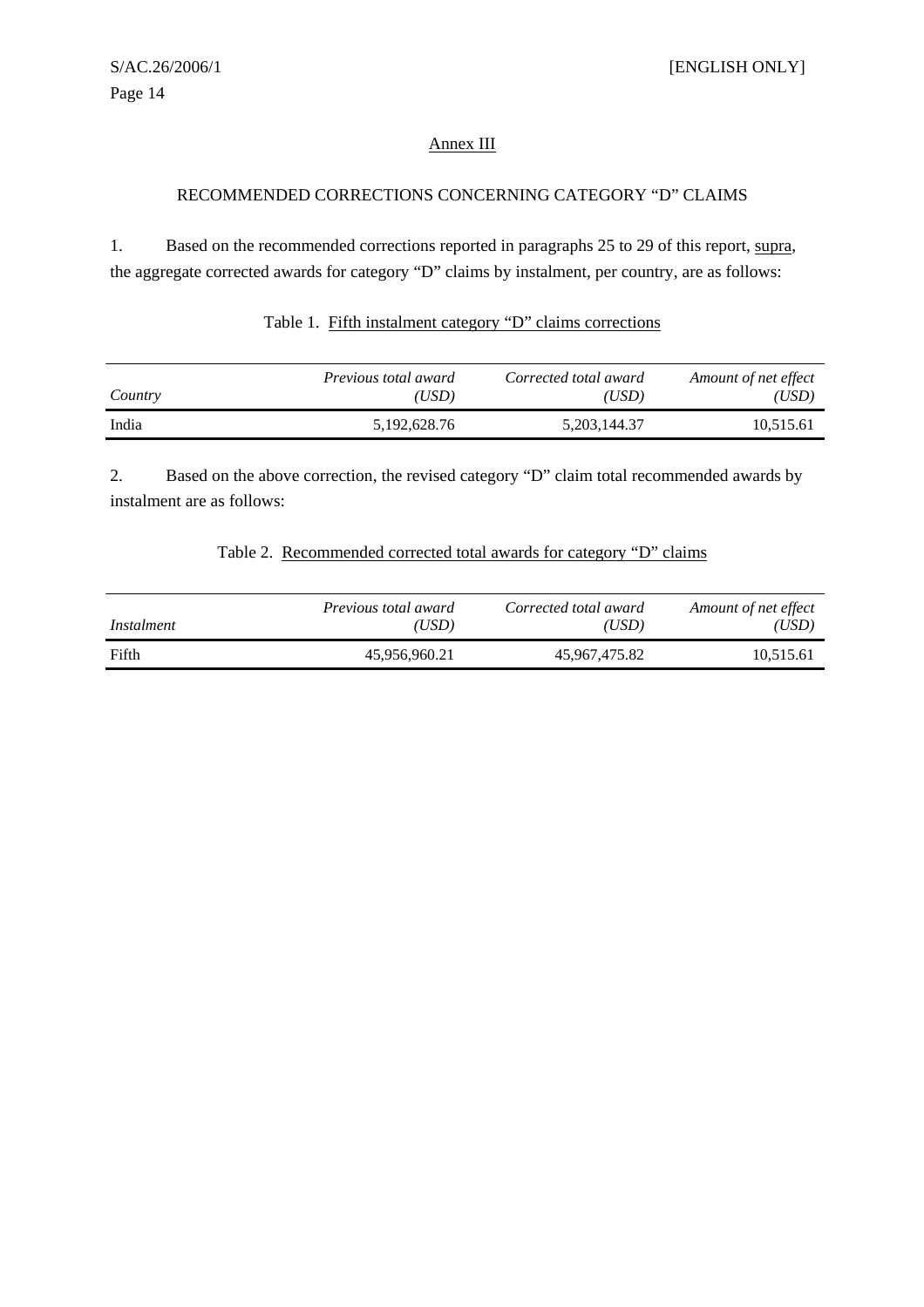## Annex III

### RECOMMENDED CORRECTIONS CONCERNING CATEGORY "D" CLAIMS

1. Based on the recommended corrections reported in paragraphs 25 to 29 of this report, supra, the aggregate corrected awards for category "D" claims by instalment, per country, are as follows:

Table 1. Fifth instalment category "D" claims corrections

| *Country* | *Previous total award (USD)* | *Corrected total award (USD)* | *Amount of net effect (USD)* |
|---|---:|---:|---:|
| India | 5,192,628.76 | 5,203,144.37 | 10,515.61 |

2. Based on the above correction, the revised category "D" claim total recommended awards by instalment are as follows:

Table 2. Recommended corrected total awards for category "D" claims

| *Instalment* | *Previous total award (USD)* | *Corrected total award (USD)* | *Amount of net effect (USD)* |
|---|---:|---:|---:|
| Fifth | 45,956,960.21 | 45,967,475.82 | 10,515.61 |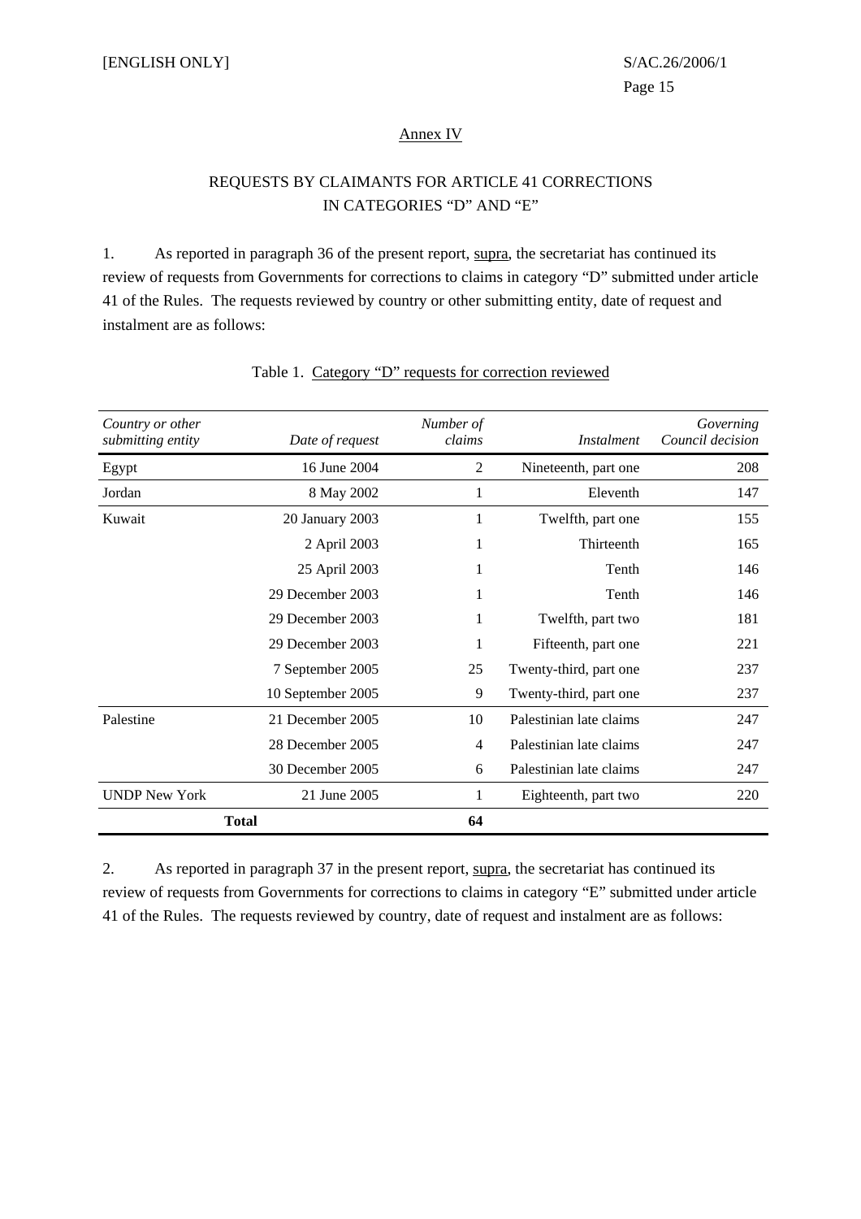[ENGLISH ONLY]

## Annex IV

## REQUESTS BY CLAIMANTS FOR ARTICLE 41 CORRECTIONS IN CATEGORIES "D" AND "E"

1. As reported in paragraph 36 of the present report, supra, the secretariat has continued its review of requests from Governments for corrections to claims in category "D" submitted under article 41 of the Rules. The requests reviewed by country or other submitting entity, date of request and instalment are as follows:

Table 1. Category "D" requests for correction reviewed

| *Country or other submitting entity* | *Date of request* | *Number of claims* | *Instalment* | *Governing Council decision* |
|---|---|---|---|---|
| Egypt | 16 June 2004 | 2 | Nineteenth, part one | 208 |
| Jordan | 8 May 2002 | 1 | Eleventh | 147 |
| Kuwait | 20 January 2003 | 1 | Twelfth, part one | 155 |
| | 2 April 2003 | 1 | Thirteenth | 165 |
| | 25 April 2003 | 1 | Tenth | 146 |
| | 29 December 2003 | 1 | Tenth | 146 |
| | 29 December 2003 | 1 | Twelfth, part two | 181 |
| | 29 December 2003 | 1 | Fifteenth, part one | 221 |
| | 7 September 2005 | 25 | Twenty-third, part one | 237 |
| | 10 September 2005 | 9 | Twenty-third, part one | 237 |
| Palestine | 21 December 2005 | 10 | Palestinian late claims | 247 |
| | 28 December 2005 | 4 | Palestinian late claims | 247 |
| | 30 December 2005 | 6 | Palestinian late claims | 247 |
| UNDP New York | 21 June 2005 | 1 | Eighteenth, part two | 220 |
| **Total** | | **64** | | |

2. As reported in paragraph 37 in the present report, supra, the secretariat has continued its review of requests from Governments for corrections to claims in category "E" submitted under article 41 of the Rules. The requests reviewed by country, date of request and instalment are as follows: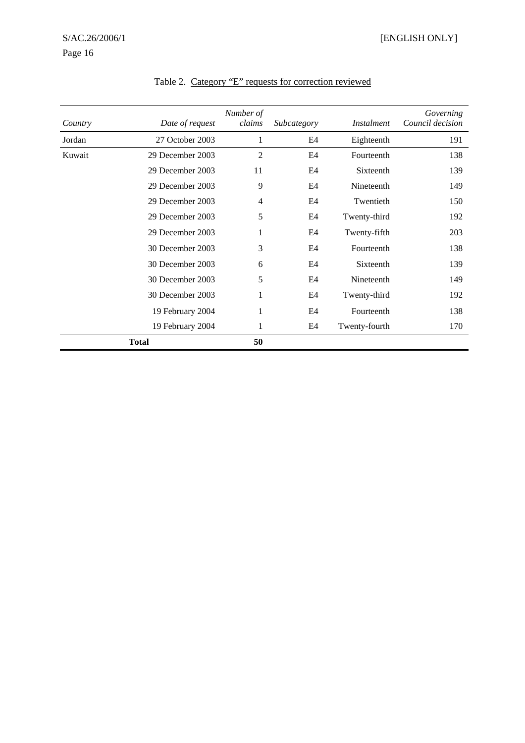Table 2. Category “E” requests for correction reviewed

| *Country* | *Date of request* | *Number of claims* | *Subcategory* | *Instalment* | *Governing Council decision* |
|---|---|---|---|---|---|
| Jordan | 27 October 2003 | 1 | E4 | Eighteenth | 191 |
| Kuwait | 29 December 2003 | 2 | E4 | Fourteenth | 138 |
| | 29 December 2003 | 11 | E4 | Sixteenth | 139 |
| | 29 December 2003 | 9 | E4 | Nineteenth | 149 |
| | 29 December 2003 | 4 | E4 | Twentieth | 150 |
| | 29 December 2003 | 5 | E4 | Twenty-third | 192 |
| | 29 December 2003 | 1 | E4 | Twenty-fifth | 203 |
| | 30 December 2003 | 3 | E4 | Fourteenth | 138 |
| | 30 December 2003 | 6 | E4 | Sixteenth | 139 |
| | 30 December 2003 | 5 | E4 | Nineteenth | 149 |
| | 30 December 2003 | 1 | E4 | Twenty-third | 192 |
| | 19 February 2004 | 1 | E4 | Fourteenth | 138 |
| | 19 February 2004 | 1 | E4 | Twenty-fourth | 170 |
| | **Total** | **50** | | | |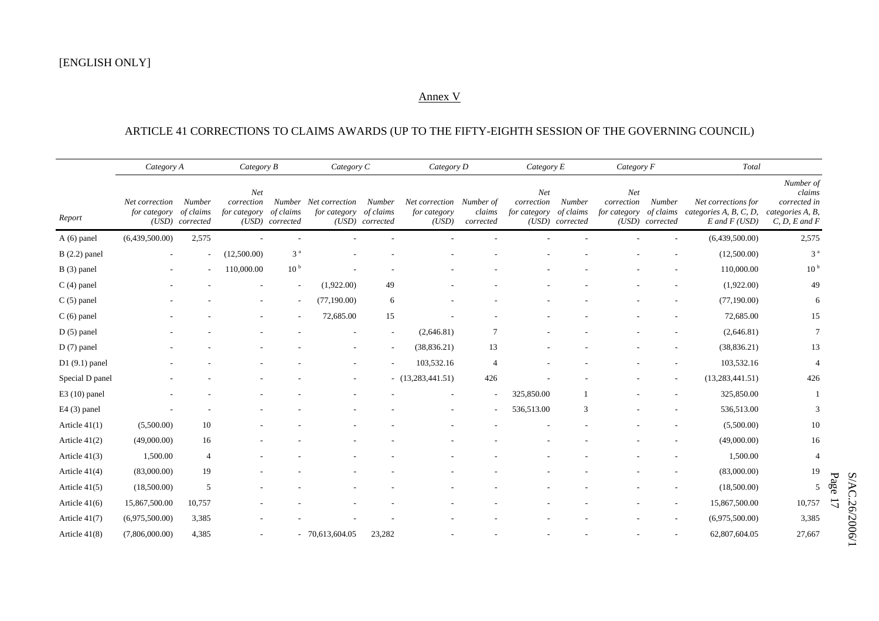[ENGLISH ONLY]

## Annex V

### ARTICLE 41 CORRECTIONS TO CLAIMS AWARDS (UP TO THE FIFTY-EIGHTH SESSION OF THE GOVERNING COUNCIL)

| | *Category A* | | *Category B* | | *Category C* | | *Category D* | | *Category E* | | *Category F* | | *Total* | |
|---|---|---|---|---|---|---|---|---|---|---|---|---|---|---|
| *Report* | *Net correction for category (USD)* | *Number of claims corrected* | *Net correction for category (USD)* | *Number of claims corrected* | *Net correction for category (USD)* | *Number of claims corrected* | *Net correction for category (USD)* | *Number of claims corrected* | *Net correction for category (USD)* | *Number of claims corrected* | *Net correction for category (USD)* | *Number of claims corrected* | *Net corrections for categories A, B, C, D, E and F (USD)* | *Number of claims corrected in categories A, B, C, D, E and F* |
| A (6) panel | (6,439,500.00) | 2,575 | - | - | - | - | - | - | - | - | - | - | (6,439,500.00) | 2,575 |
| B (2.2) panel | - | - | (12,500.00) | 3 [a] | - | - | - | - | - | - | - | - | (12,500.00) | 3 [a] |
| B (3) panel | - | - | 110,000.00 | 10 [b] | - | - | - | - | - | - | - | - | 110,000.00 | 10 [b] |
| C (4) panel | - | - | - | - | (1,922.00) | 49 | - | - | - | - | - | - | (1,922.00) | 49 |
| C (5) panel | - | - | - | - | (77,190.00) | 6 | - | - | - | - | - | - | (77,190.00) | 6 |
| C (6) panel | - | - | - | - | 72,685.00 | 15 | - | - | - | - | - | - | 72,685.00 | 15 |
| D (5) panel | - | - | - | - | - | - | (2,646.81) | 7 | - | - | - | - | (2,646.81) | 7 |
| D (7) panel | - | - | - | - | - | - | (38,836.21) | 13 | - | - | - | - | (38,836.21) | 13 |
| D1 (9.1) panel | - | - | - | - | - | - | 103,532.16 | 4 | - | - | - | - | 103,532.16 | 4 |
| Special D panel | - | - | - | - | - | - | (13,283,441.51) | 426 | - | - | - | - | (13,283,441.51) | 426 |
| E3 (10) panel | - | - | - | - | - | - | - | - | 325,850.00 | 1 | - | - | 325,850.00 | 1 |
| E4 (3) panel | - | - | - | - | - | - | - | - | 536,513.00 | 3 | - | - | 536,513.00 | 3 |
| Article 41(1) | (5,500.00) | 10 | - | - | - | - | - | - | - | - | - | - | (5,500.00) | 10 |
| Article 41(2) | (49,000.00) | 16 | - | - | - | - | - | - | - | - | - | - | (49,000.00) | 16 |
| Article 41(3) | 1,500.00 | 4 | - | - | - | - | - | - | - | - | - | - | 1,500.00 | 4 |
| Article 41(4) | (83,000.00) | 19 | - | - | - | - | - | - | - | - | - | - | (83,000.00) | 19 |
| Article 41(5) | (18,500.00) | 5 | - | - | - | - | - | - | - | - | - | - | (18,500.00) | 5 |
| Article 41(6) | 15,867,500.00 | 10,757 | - | - | - | - | - | - | - | - | - | - | 15,867,500.00 | 10,757 |
| Article 41(7) | (6,975,500.00) | 3,385 | - | - | - | - | - | - | - | - | - | - | (6,975,500.00) | 3,385 |
| Article 41(8) | (7,806,000.00) | 4,385 | - | - | 70,613,604.05 | 23,282 | - | - | - | - | - | - | 62,807,604.05 | 27,667 |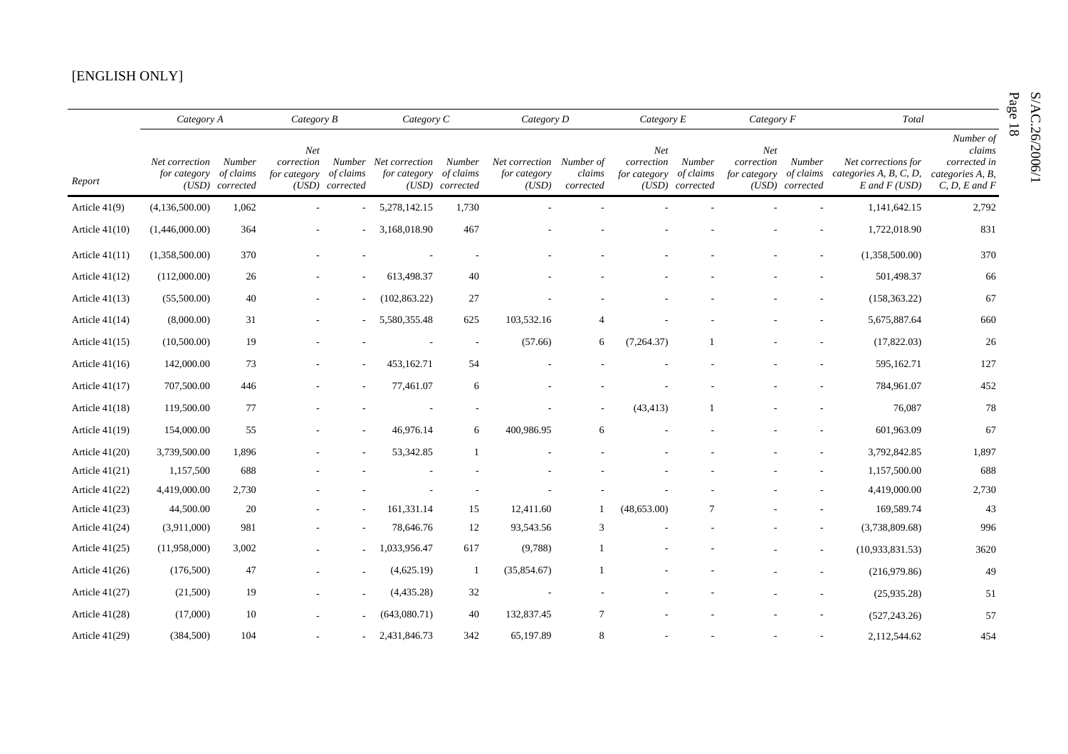[ENGLISH ONLY]

| Report | Category A | | Category B | | Category C | | Category D | | Category E | | Category F | | Total | |
|---|---|---|---|---|---|---|---|---|---|---|---|---|---|---|
| | Net correction for category (USD) | Number of claims corrected | Net correction for category (USD) | Number of claims corrected | Net correction for category (USD) | Number of claims corrected | Net correction for category (USD) | Number of claims corrected | Net correction for category (USD) | Number of claims corrected | Net correction for category (USD) | Number of claims corrected | Net corrections for categories A, B, C, D, E and F (USD) | Number of claims corrected in categories A, B, C, D, E and F |
| Article 41(9) | (4,136,500.00) | 1,062 | - | - | 5,278,142.15 | 1,730 | - | - | - | - | - | - | 1,141,642.15 | 2,792 |
| Article 41(10) | (1,446,000.00) | 364 | - | - | 3,168,018.90 | 467 | - | - | - | - | - | - | 1,722,018.90 | 831 |
| Article 41(11) | (1,358,500.00) | 370 | - | - | - | - | - | - | - | - | - | - | (1,358,500.00) | 370 |
| Article 41(12) | (112,000.00) | 26 | - | - | 613,498.37 | 40 | - | - | - | - | - | - | 501,498.37 | 66 |
| Article 41(13) | (55,500.00) | 40 | - | - | (102,863.22) | 27 | - | - | - | - | - | - | (158,363.22) | 67 |
| Article 41(14) | (8,000.00) | 31 | - | - | 5,580,355.48 | 625 | 103,532.16 | 4 | - | - | - | - | 5,675,887.64 | 660 |
| Article 41(15) | (10,500.00) | 19 | - | - | - | - | (57.66) | 6 | (7,264.37) | 1 | - | - | (17,822.03) | 26 |
| Article 41(16) | 142,000.00 | 73 | - | - | 453,162.71 | 54 | - | - | - | - | - | - | 595,162.71 | 127 |
| Article 41(17) | 707,500.00 | 446 | - | - | 77,461.07 | 6 | - | - | - | - | - | - | 784,961.07 | 452 |
| Article 41(18) | 119,500.00 | 77 | - | - | - | - | - | - | (43,413) | 1 | - | - | 76,087 | 78 |
| Article 41(19) | 154,000.00 | 55 | - | - | 46,976.14 | 6 | 400,986.95 | 6 | - | - | - | - | 601,963.09 | 67 |
| Article 41(20) | 3,739,500.00 | 1,896 | - | - | 53,342.85 | 1 | - | - | - | - | - | - | 3,792,842.85 | 1,897 |
| Article 41(21) | 1,157,500 | 688 | - | - | - | - | - | - | - | - | - | - | 1,157,500.00 | 688 |
| Article 41(22) | 4,419,000.00 | 2,730 | - | - | - | - | - | - | - | - | - | - | 4,419,000.00 | 2,730 |
| Article 41(23) | 44,500.00 | 20 | - | - | 161,331.14 | 15 | 12,411.60 | 1 | (48,653.00) | 7 | - | - | 169,589.74 | 43 |
| Article 41(24) | (3,911,000) | 981 | - | - | 78,646.76 | 12 | 93,543.56 | 3 | - | - | - | - | (3,738,809.68) | 996 |
| Article 41(25) | (11,958,000) | 3,002 | - | - | 1,033,956.47 | 617 | (9,788) | 1 | - | - | - | - | (10,933,831.53) | 3620 |
| Article 41(26) | (176,500) | 47 | - | - | (4,625.19) | 1 | (35,854.67) | 1 | - | - | - | - | (216,979.86) | 49 |
| Article 41(27) | (21,500) | 19 | - | - | (4,435.28) | 32 | - | - | - | - | - | - | (25,935.28) | 51 |
| Article 41(28) | (17,000) | 10 | - | - | (643,080.71) | 40 | 132,837.45 | 7 | - | - | - | - | (527,243.26) | 57 |
| Article 41(29) | (384,500) | 104 | - | - | 2,431,846.73 | 342 | 65,197.89 | 8 | - | - | - | - | 2,112,544.62 | 454 |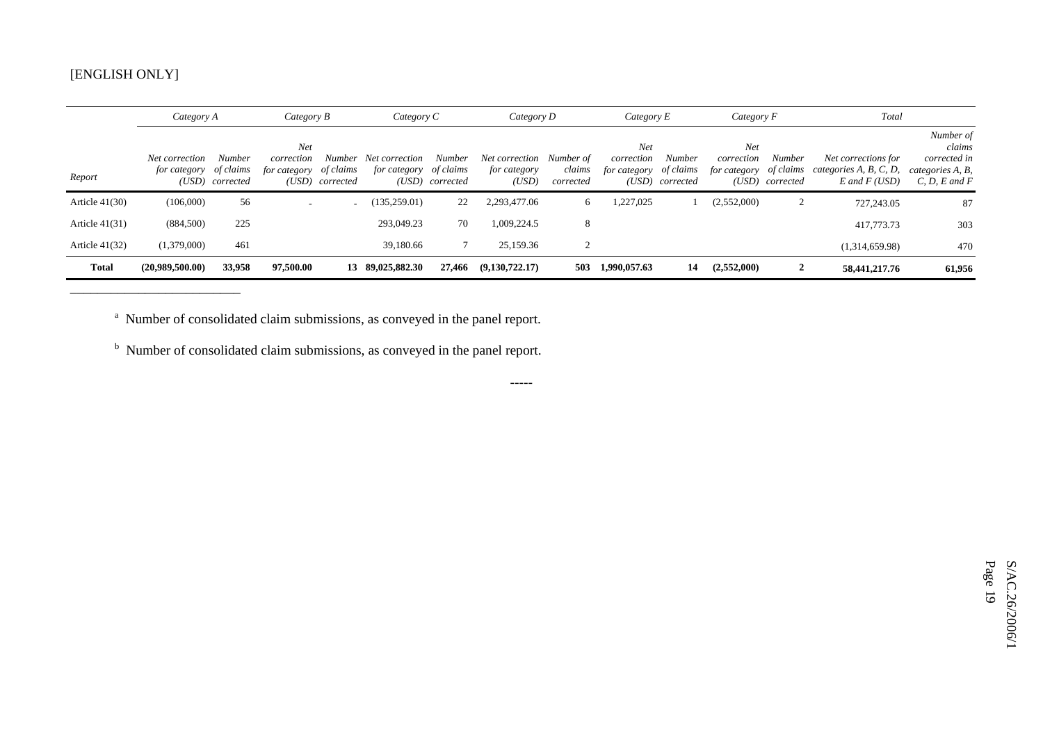[ENGLISH ONLY]

| | Category A | | Category B | | Category C | | Category D | | Category E | | Category F | | Total | |
|---|---|---|---|---|---|---|---|---|---|---|---|---|---|---|
| *Report* | *Net correction for category (USD)* | *Number of claims corrected* | *Net correction for category (USD)* | *Number of claims corrected* | *Net correction for category (USD)* | *Number of claims corrected* | *Net correction for category (USD)* | *Number of claims corrected* | *Net correction for category (USD)* | *Number of claims corrected* | *Net correction for category (USD)* | *Number of claims corrected* | *Net corrections for categories A, B, C, D, E and F (USD)* | *Number of claims corrected in categories A, B, C, D, E and F* |
| Article 41(30) | (106,000) | 56 | - | - | (135,259.01) | 22 | 2,293,477.06 | 6 | 1,227,025 | 1 | (2,552,000) | 2 | 727,243.05 | 87 |
| Article 41(31) | (884,500) | 225 | | | 293,049.23 | 70 | 1,009,224.5 | 8 | | | | | 417,773.73 | 303 |
| Article 41(32) | (1,379,000) | 461 | | | 39,180.66 | 7 | 25,159.36 | 2 | | | | | (1,314,659.98) | 470 |
| **Total** | **(20,989,500.00)** | **33,958** | **97,500.00** | **13** | **89,025,882.30** | **27,466** | **(9,130,722.17)** | **503** | **1,990,057.63** | **14** | **(2,552,000)** | **2** | **58,441,217.76** | **61,956** |

______________________

[a] Number of consolidated claim submissions, as conveyed in the panel report.

[b] Number of consolidated claim submissions, as conveyed in the panel report.

-----